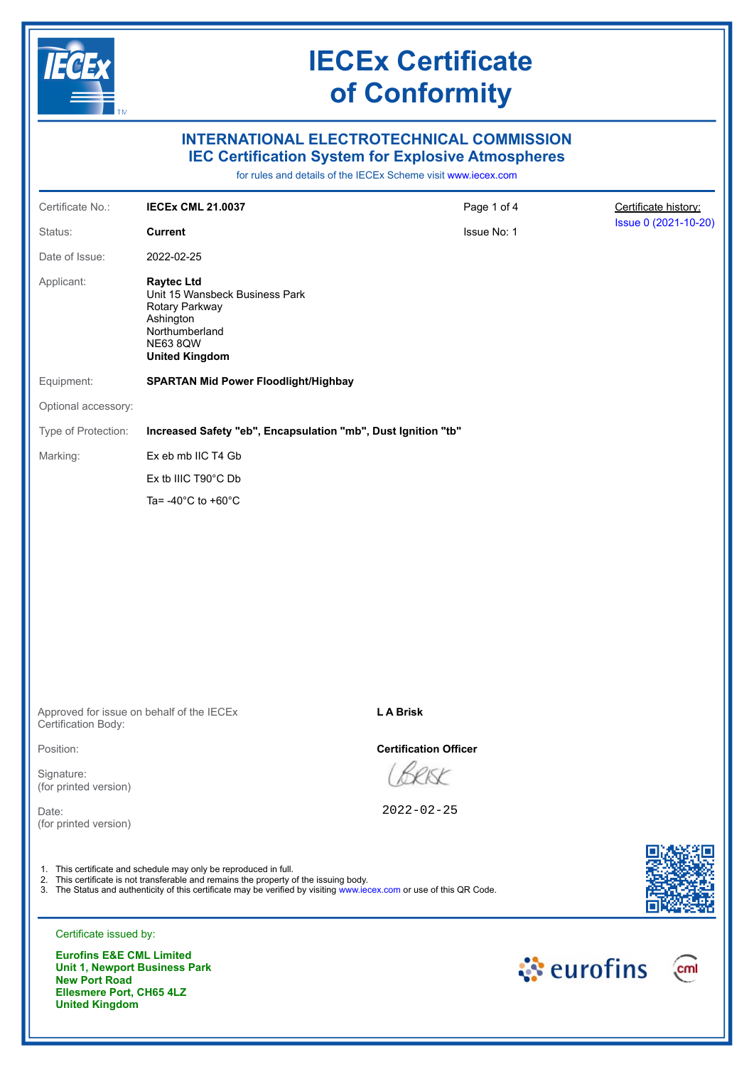# IECEx Certificate of Conformity

## INTERNATIONAL ELECTROTECHNICAL COMMISSION
## IEC Certification System for Explosive Atmospheres

for rules and details of the IECEx Scheme visit www.iecex.com

| | | | |
|---|---|---|---|
| Certificate No.: | **IECEx CML 21.0037** | Page 1 of 4 | Certificate history: Issue 0 (2021-10-20) |
| Status: | **Current** | Issue No: 1 | |
| Date of Issue: | 2022-02-25 | | |

Applicant:
**Raytec Ltd**
Unit 15 Wansbeck Business Park
Rotary Parkway
Ashington
Northumberland
NE63 8QW
**United Kingdom**

Equipment: **SPARTAN Mid Power Floodlight/Highbay**

Optional accessory:

Type of Protection: **Increased Safety "eb", Encapsulation "mb", Dust Ignition "tb"**

Marking:
Ex eb mb IIC T4 Gb
Ex tb IIIC T90°C Db
Ta= -40°C to +60°C

Approved for issue on behalf of the IECEx Certification Body: **L A Brisk**

Position: **Certification Officer**

Signature: (for printed version)

Date: (for printed version) 2022-02-25

1. This certificate and schedule may only be reproduced in full.
2. This certificate is not transferable and remains the property of the issuing body.
3. The Status and authenticity of this certificate may be verified by visiting www.iecex.com or use of this QR Code.

Certificate issued by:

**Eurofins E&E CML Limited**
**Unit 1, Newport Business Park**
**New Port Road**
**Ellesmere Port, CH65 4LZ**
**United Kingdom**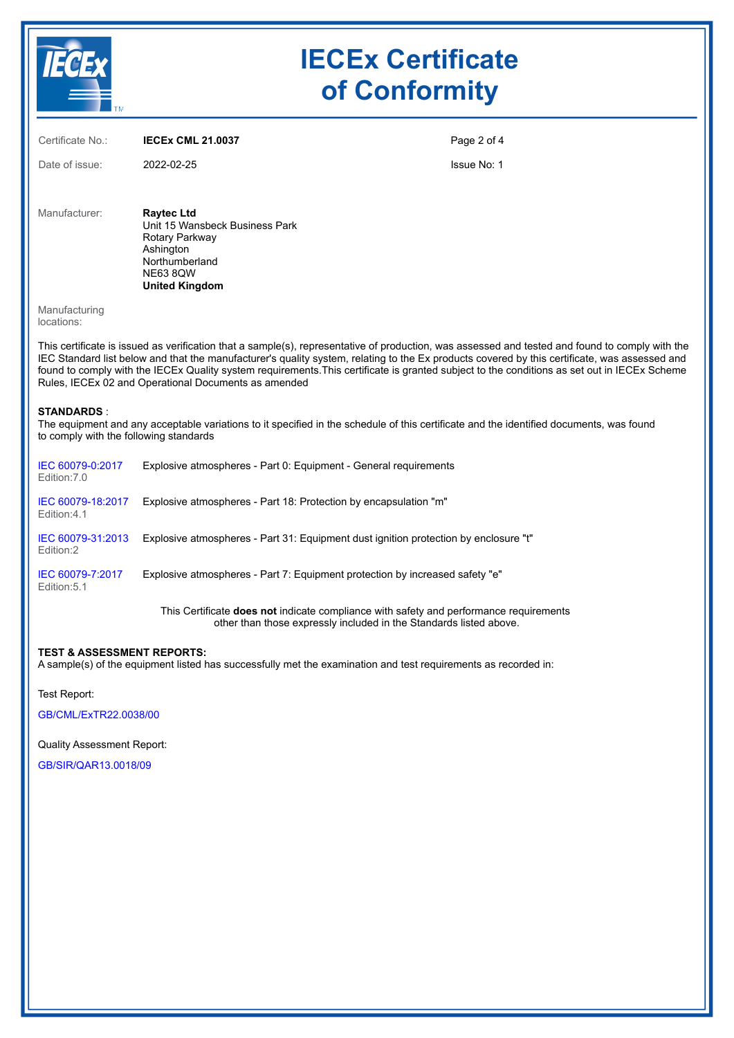# IECEx Certificate of Conformity

| | | | |
|---|---|---|---|
| Certificate No.: | **IECEx CML 21.0037** | | |
| Date of issue: | 2022-02-25 | | Issue No: 1 |

Manufacturer: **Raytec Ltd**
Unit 15 Wansbeck Business Park
Rotary Parkway
Ashington
Northumberland
NE63 8QW
**United Kingdom**

Manufacturing locations:

This certificate is issued as verification that a sample(s), representative of production, was assessed and tested and found to comply with the IEC Standard list below and that the manufacturer's quality system, relating to the Ex products covered by this certificate, was assessed and found to comply with the IECEx Quality system requirements.This certificate is granted subject to the conditions as set out in IECEx Scheme Rules, IECEx 02 and Operational Documents as amended

**STANDARDS** :
The equipment and any acceptable variations to it specified in the schedule of this certificate and the identified documents, was found to comply with the following standards

| | |
|---|---|
| IEC 60079-0:2017 Edition:7.0 | Explosive atmospheres - Part 0: Equipment - General requirements |
| IEC 60079-18:2017 Edition:4.1 | Explosive atmospheres - Part 18: Protection by encapsulation "m" |
| IEC 60079-31:2013 Edition:2 | Explosive atmospheres - Part 31: Equipment dust ignition protection by enclosure "t" |
| IEC 60079-7:2017 Edition:5.1 | Explosive atmospheres - Part 7: Equipment protection by increased safety "e" |

This Certificate **does not** indicate compliance with safety and performance requirements other than those expressly included in the Standards listed above.

**TEST & ASSESSMENT REPORTS:**
A sample(s) of the equipment listed has successfully met the examination and test requirements as recorded in:

Test Report:

GB/CML/ExTR22.0038/00

Quality Assessment Report:

GB/SIR/QAR13.0018/09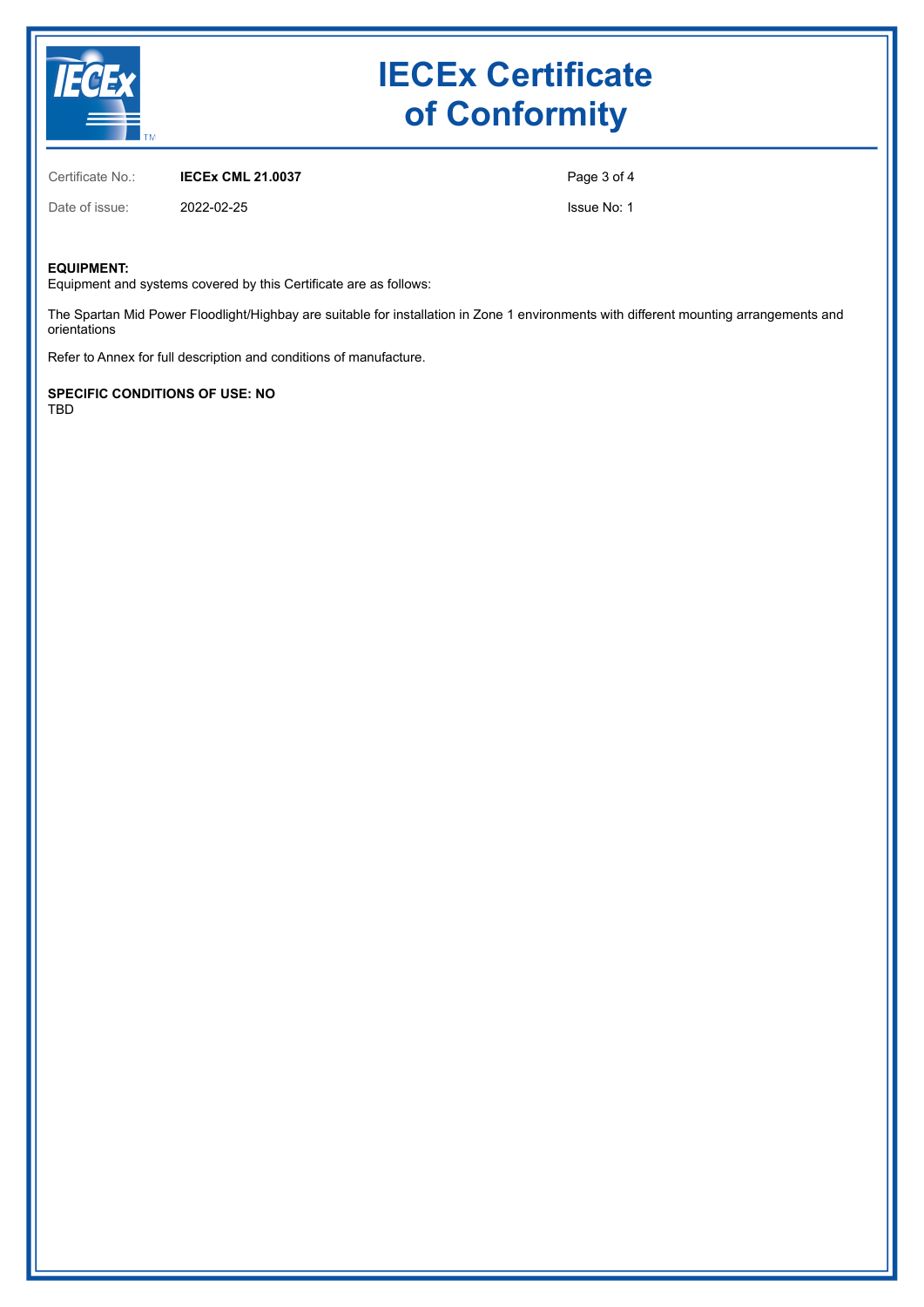# IECEx Certificate of Conformity

Certificate No.: **IECEx CML 21.0037**

Date of issue: 2022-02-25

Issue No: 1

**EQUIPMENT:**
Equipment and systems covered by this Certificate are as follows:

The Spartan Mid Power Floodlight/Highbay are suitable for installation in Zone 1 environments with different mounting arrangements and orientations

Refer to Annex for full description and conditions of manufacture.

**SPECIFIC CONDITIONS OF USE: NO**
TBD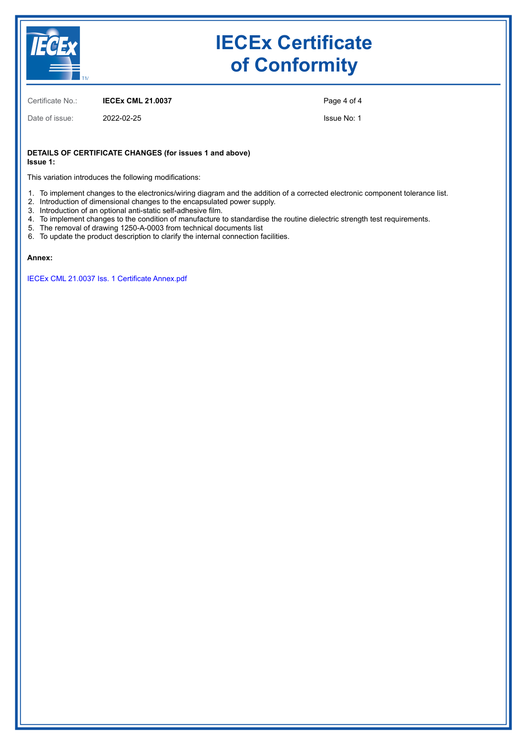# IECEx Certificate of Conformity

Certificate No.: **IECEx CML 21.0037**

Date of issue: 2022-02-25

Issue No: 1

**DETAILS OF CERTIFICATE CHANGES (for issues 1 and above)**
**Issue 1:**

This variation introduces the following modifications:

1. To implement changes to the electronics/wiring diagram and the addition of a corrected electronic component tolerance list.
2. Introduction of dimensional changes to the encapsulated power supply.
3. Introduction of an optional anti-static self-adhesive film.
4. To implement changes to the condition of manufacture to standardise the routine dielectric strength test requirements.
5. The removal of drawing 1250-A-0003 from technical documents list
6. To update the product description to clarify the internal connection facilities.

**Annex:**

IECEx CML 21.0037 Iss. 1 Certificate Annex.pdf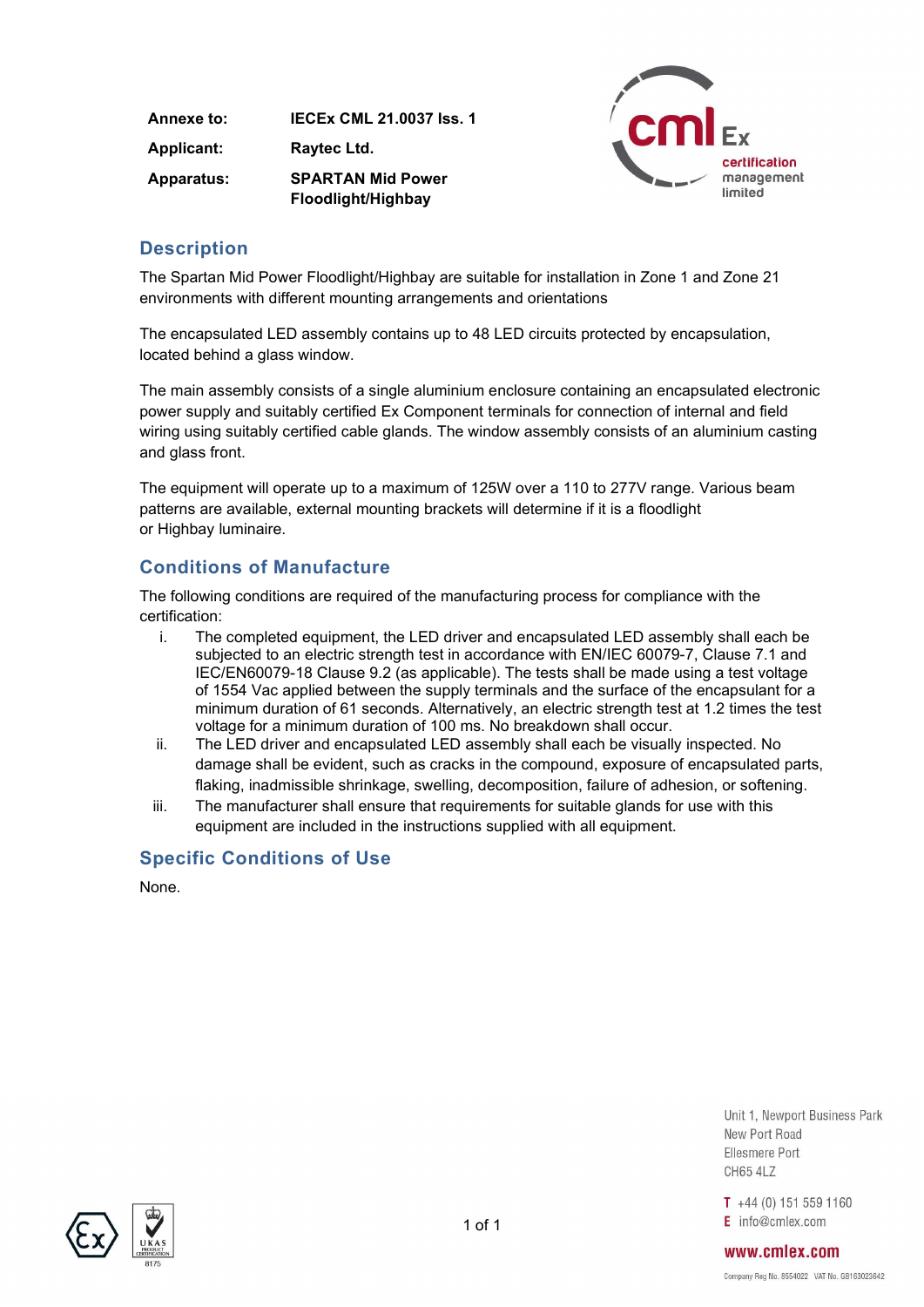| | |
|---|---|
| **Annexe to:** | **IECEx CML 21.0037 Iss. 1** |
| **Applicant:** | **Raytec Ltd.** |
| **Apparatus:** | **SPARTAN Mid Power Floodlight/Highbay** |

## Description

The Spartan Mid Power Floodlight/Highbay are suitable for installation in Zone 1 and Zone 21 environments with different mounting arrangements and orientations

The encapsulated LED assembly contains up to 48 LED circuits protected by encapsulation, located behind a glass window.

The main assembly consists of a single aluminium enclosure containing an encapsulated electronic power supply and suitably certified Ex Component terminals for connection of internal and field wiring using suitably certified cable glands. The window assembly consists of an aluminium casting and glass front.

The equipment will operate up to a maximum of 125W over a 110 to 277V range. Various beam patterns are available, external mounting brackets will determine if it is a floodlight or Highbay luminaire.

## Conditions of Manufacture

The following conditions are required of the manufacturing process for compliance with the certification:

i. The completed equipment, the LED driver and encapsulated LED assembly shall each be subjected to an electric strength test in accordance with EN/IEC 60079-7, Clause 7.1 and IEC/EN60079-18 Clause 9.2 (as applicable). The tests shall be made using a test voltage of 1554 Vac applied between the supply terminals and the surface of the encapsulant for a minimum duration of 61 seconds. Alternatively, an electric strength test at 1.2 times the test voltage for a minimum duration of 100 ms. No breakdown shall occur.

ii. The LED driver and encapsulated LED assembly shall each be visually inspected. No damage shall be evident, such as cracks in the compound, exposure of encapsulated parts, flaking, inadmissible shrinkage, swelling, decomposition, failure of adhesion, or softening.

iii. The manufacturer shall ensure that requirements for suitable glands for use with this equipment are included in the instructions supplied with all equipment.

## Specific Conditions of Use

None.

Unit 1, Newport Business Park
New Port Road
Ellesmere Port
CH65 4LZ

T +44 (0) 151 559 1160
E info@cmlex.com

www.cmlex.com

Company Reg No. 8554022 VAT No. GB163023642